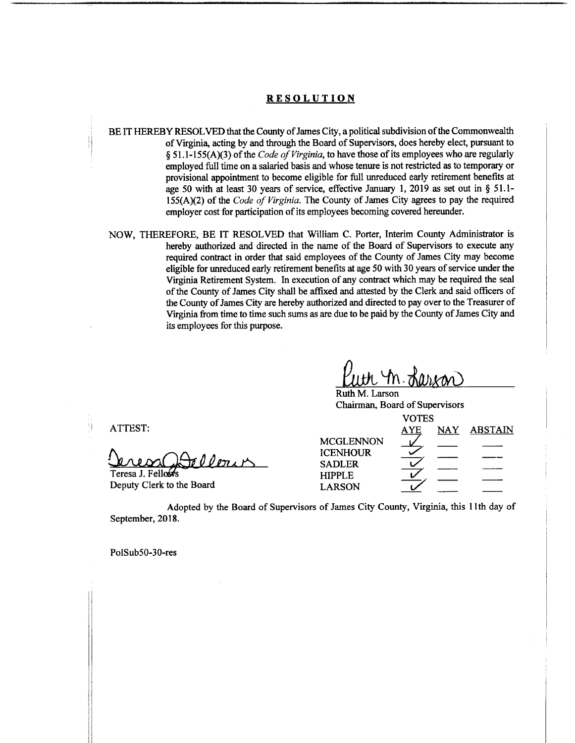# RESOLUTION

BE IT HEREBY RESOLVED that the County of James City, a political subdivision of the Commonwealth of Virginia, acting by and through the Board of Supervisors, does hereby elect, pursuant to § 51.1-155(A)(3) of the *Code of Virginia*, to have those of its employees who are regularly employed full time on a salaried basis and whose tenure is not restricted as to temporary or provisional appointment to become eligible for full unreduced early retirement benefits at age 50 with at least 30 years of service, effective January 1, 2019 as set out in § 51.1-155(A)(2) of the *Code of Virginia*. The County of James City agrees to pay the required employer cost for participation of its employees becoming covered hereunder.

NOW, THEREFORE, BE IT RESOLVED that William C. Porter, Interim County Administrator is hereby authorized and directed in the name of the Board of Supervisors to execute any required contract in order that said employees of the County of James City may become eligible for unreduced early retirement benefits at age 50 with 30 years of service under the Virginia Retirement System. In execution of any contract which may be required the seal of the County of James City shall be affixed and attested by the Clerk and said officers of the County of James City are hereby authorized and directed to pay over to the Treasurer of Virginia from time to time such sums as are due to be paid by the County of James City and its employees for this purpose.

Ruth M. Larson
Chairman, Board of Supervisors

ATTEST:

Teresa J. Fellows
Deputy Clerk to the Board

| | VOTES | | |
|---|---|---|---|
| | AYE | NAY | ABSTAIN |
| MCGLENNON | ✓ | | |
| ICENHOUR | ✓ | | |
| SADLER | ✓ | | |
| HIPPLE | ✓ | | |
| LARSON | ✓ | | |

Adopted by the Board of Supervisors of James City County, Virginia, this 11th day of September, 2018.

PolSub50-30-res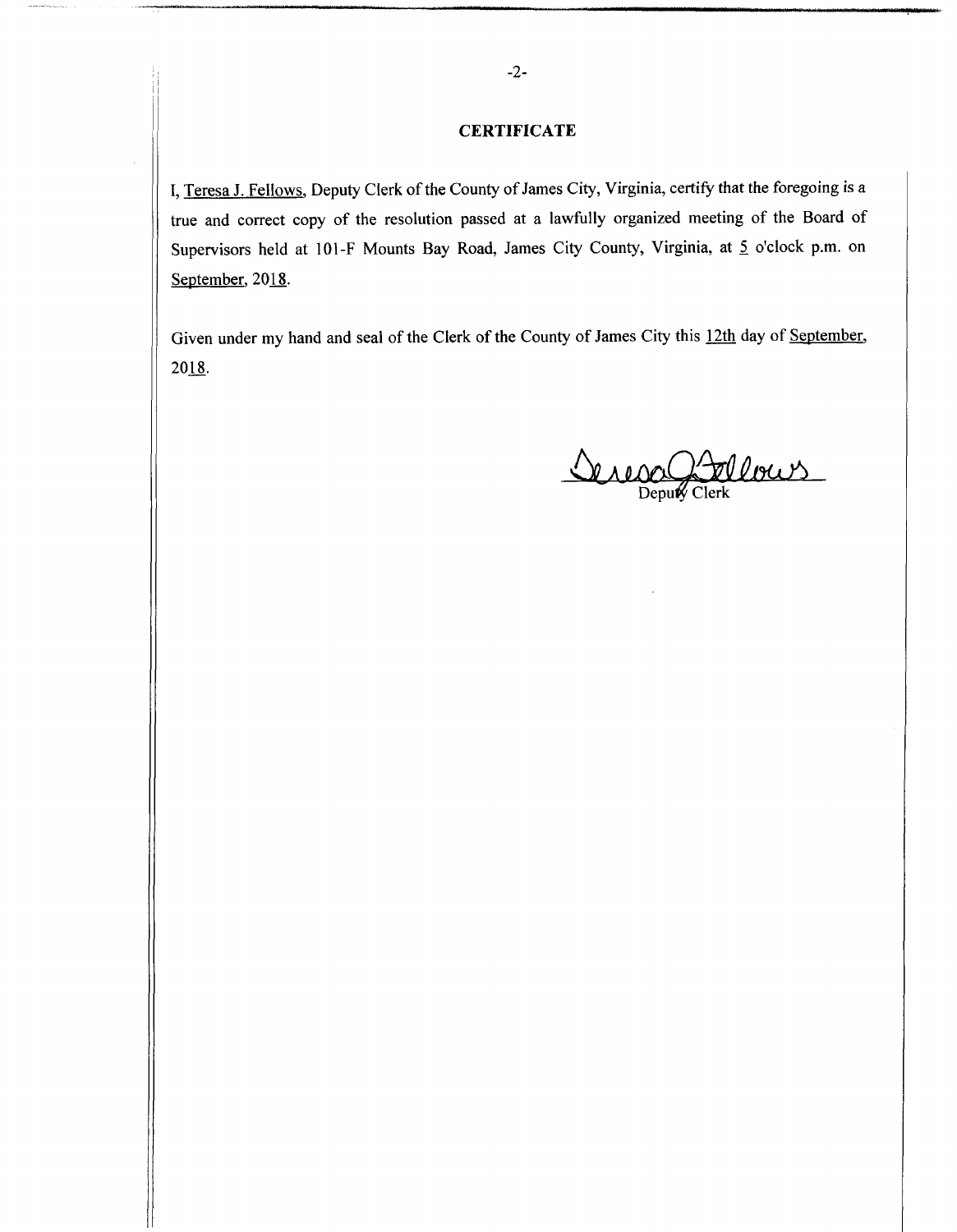## CERTIFICATE

I, Teresa J. Fellows, Deputy Clerk of the County of James City, Virginia, certify that the foregoing is a true and correct copy of the resolution passed at a lawfully organized meeting of the Board of Supervisors held at 101-F Mounts Bay Road, James City County, Virginia, at 5 o'clock p.m. on September, 2018.

Given under my hand and seal of the Clerk of the County of James City this 12th day of September, 2018.

Teresa J. Fellows

Deputy Clerk